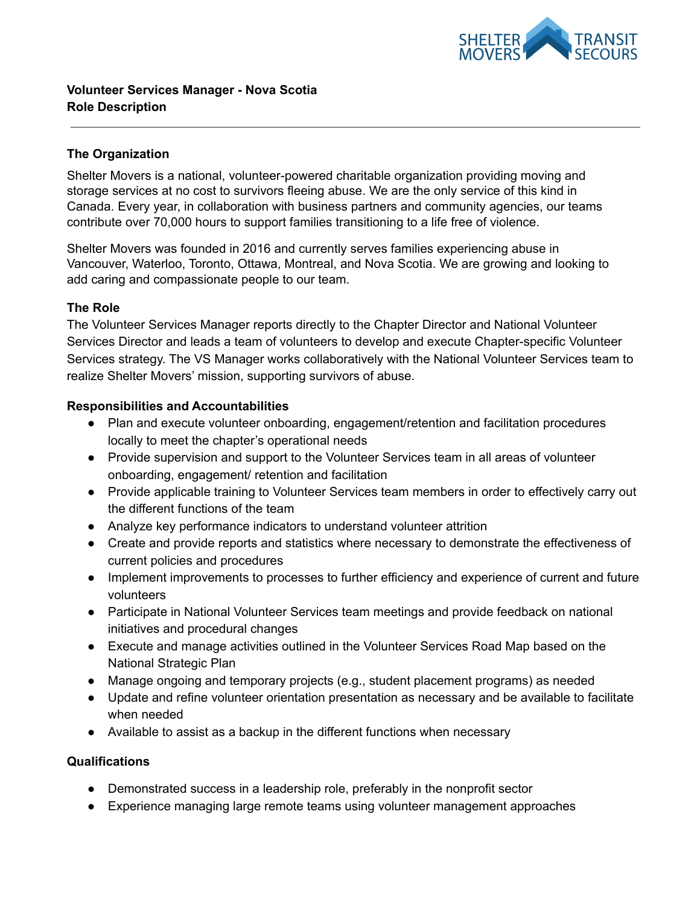**Volunteer Services Manager - Nova Scotia**
**Role Description**

---

**The Organization**

Shelter Movers is a national, volunteer-powered charitable organization providing moving and storage services at no cost to survivors fleeing abuse. We are the only service of this kind in Canada. Every year, in collaboration with business partners and community agencies, our teams contribute over 70,000 hours to support families transitioning to a life free of violence.

Shelter Movers was founded in 2016 and currently serves families experiencing abuse in Vancouver, Waterloo, Toronto, Ottawa, Montreal, and Nova Scotia. We are growing and looking to add caring and compassionate people to our team.

**The Role**

The Volunteer Services Manager reports directly to the Chapter Director and National Volunteer Services Director and leads a team of volunteers to develop and execute Chapter-specific Volunteer Services strategy. The VS Manager works collaboratively with the National Volunteer Services team to realize Shelter Movers' mission, supporting survivors of abuse.

**Responsibilities and Accountabilities**

- Plan and execute volunteer onboarding, engagement/retention and facilitation procedures locally to meet the chapter's operational needs
- Provide supervision and support to the Volunteer Services team in all areas of volunteer onboarding, engagement/ retention and facilitation
- Provide applicable training to Volunteer Services team members in order to effectively carry out the different functions of the team
- Analyze key performance indicators to understand volunteer attrition
- Create and provide reports and statistics where necessary to demonstrate the effectiveness of current policies and procedures
- Implement improvements to processes to further efficiency and experience of current and future volunteers
- Participate in National Volunteer Services team meetings and provide feedback on national initiatives and procedural changes
- Execute and manage activities outlined in the Volunteer Services Road Map based on the National Strategic Plan
- Manage ongoing and temporary projects (e.g., student placement programs) as needed
- Update and refine volunteer orientation presentation as necessary and be available to facilitate when needed
- Available to assist as a backup in the different functions when necessary

**Qualifications**

- Demonstrated success in a leadership role, preferably in the nonprofit sector
- Experience managing large remote teams using volunteer management approaches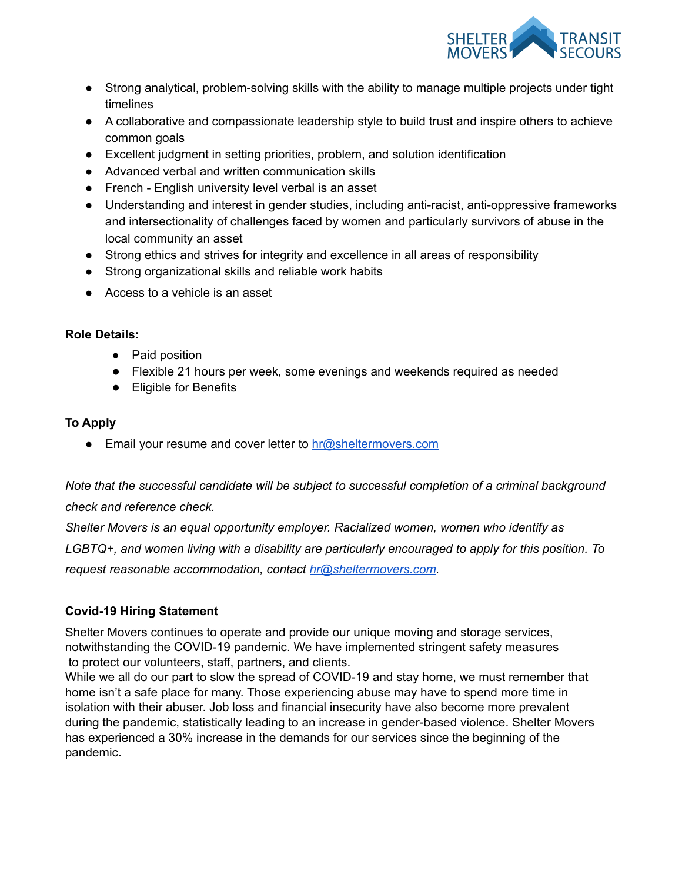- Strong analytical, problem-solving skills with the ability to manage multiple projects under tight timelines
- A collaborative and compassionate leadership style to build trust and inspire others to achieve common goals
- Excellent judgment in setting priorities, problem, and solution identification
- Advanced verbal and written communication skills
- French - English university level verbal is an asset
- Understanding and interest in gender studies, including anti-racist, anti-oppressive frameworks and intersectionality of challenges faced by women and particularly survivors of abuse in the local community an asset
- Strong ethics and strives for integrity and excellence in all areas of responsibility
- Strong organizational skills and reliable work habits
- Access to a vehicle is an asset

**Role Details:**

- Paid position
- Flexible 21 hours per week, some evenings and weekends required as needed
- Eligible for Benefits

**To Apply**

- Email your resume and cover letter to hr@sheltermovers.com

*Note that the successful candidate will be subject to successful completion of a criminal background check and reference check.*
*Shelter Movers is an equal opportunity employer. Racialized women, women who identify as LGBTQ+, and women living with a disability are particularly encouraged to apply for this position. To request reasonable accommodation, contact hr@sheltermovers.com.*

**Covid-19 Hiring Statement**

Shelter Movers continues to operate and provide our unique moving and storage services, notwithstanding the COVID-19 pandemic. We have implemented stringent safety measures to protect our volunteers, staff, partners, and clients.
While we all do our part to slow the spread of COVID-19 and stay home, we must remember that home isn't a safe place for many. Those experiencing abuse may have to spend more time in isolation with their abuser. Job loss and financial insecurity have also become more prevalent during the pandemic, statistically leading to an increase in gender-based violence. Shelter Movers has experienced a 30% increase in the demands for our services since the beginning of the pandemic.